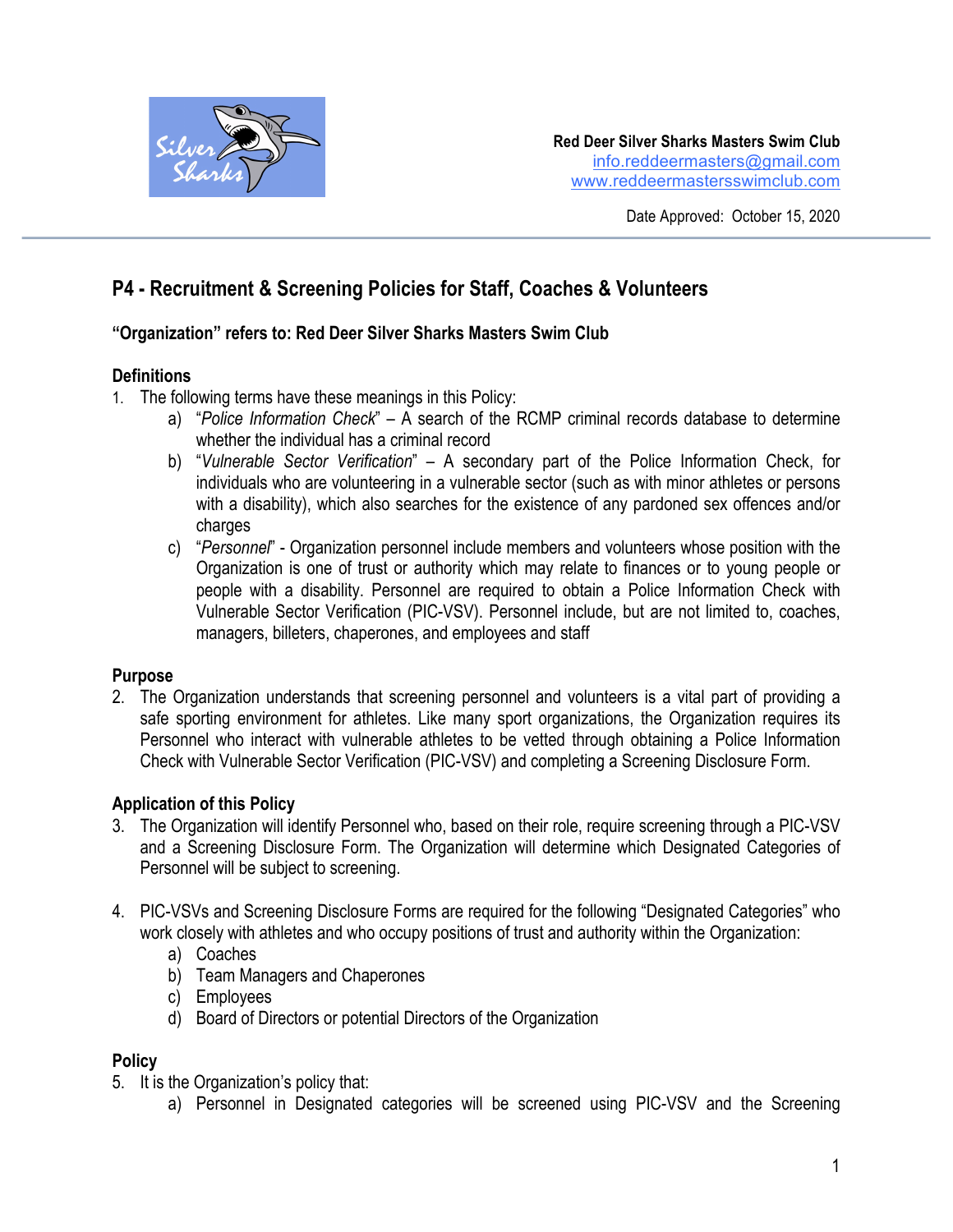Red Deer Silver Sharks Masters Swim Club
info.reddeermasters@gmail.com
www.reddeermastersswimclub.com

Date Approved: October 15, 2020

# P4 - Recruitment & Screening Policies for Staff, Coaches & Volunteers

**"Organization" refers to: Red Deer Silver Sharks Masters Swim Club**

## Definitions

1. The following terms have these meanings in this Policy:
   a) "*Police Information Check*" – A search of the RCMP criminal records database to determine whether the individual has a criminal record
   b) "*Vulnerable Sector Verification*" – A secondary part of the Police Information Check, for individuals who are volunteering in a vulnerable sector (such as with minor athletes or persons with a disability), which also searches for the existence of any pardoned sex offences and/or charges
   c) "*Personnel*" - Organization personnel include members and volunteers whose position with the Organization is one of trust or authority which may relate to finances or to young people or people with a disability. Personnel are required to obtain a Police Information Check with Vulnerable Sector Verification (PIC-VSV). Personnel include, but are not limited to, coaches, managers, billeters, chaperones, and employees and staff

## Purpose

2. The Organization understands that screening personnel and volunteers is a vital part of providing a safe sporting environment for athletes. Like many sport organizations, the Organization requires its Personnel who interact with vulnerable athletes to be vetted through obtaining a Police Information Check with Vulnerable Sector Verification (PIC-VSV) and completing a Screening Disclosure Form.

## Application of this Policy

3. The Organization will identify Personnel who, based on their role, require screening through a PIC-VSV and a Screening Disclosure Form. The Organization will determine which Designated Categories of Personnel will be subject to screening.

4. PIC-VSVs and Screening Disclosure Forms are required for the following "Designated Categories" who work closely with athletes and who occupy positions of trust and authority within the Organization:
   a) Coaches
   b) Team Managers and Chaperones
   c) Employees
   d) Board of Directors or potential Directors of the Organization

## Policy

5. It is the Organization's policy that:
   a) Personnel in Designated categories will be screened using PIC-VSV and the Screening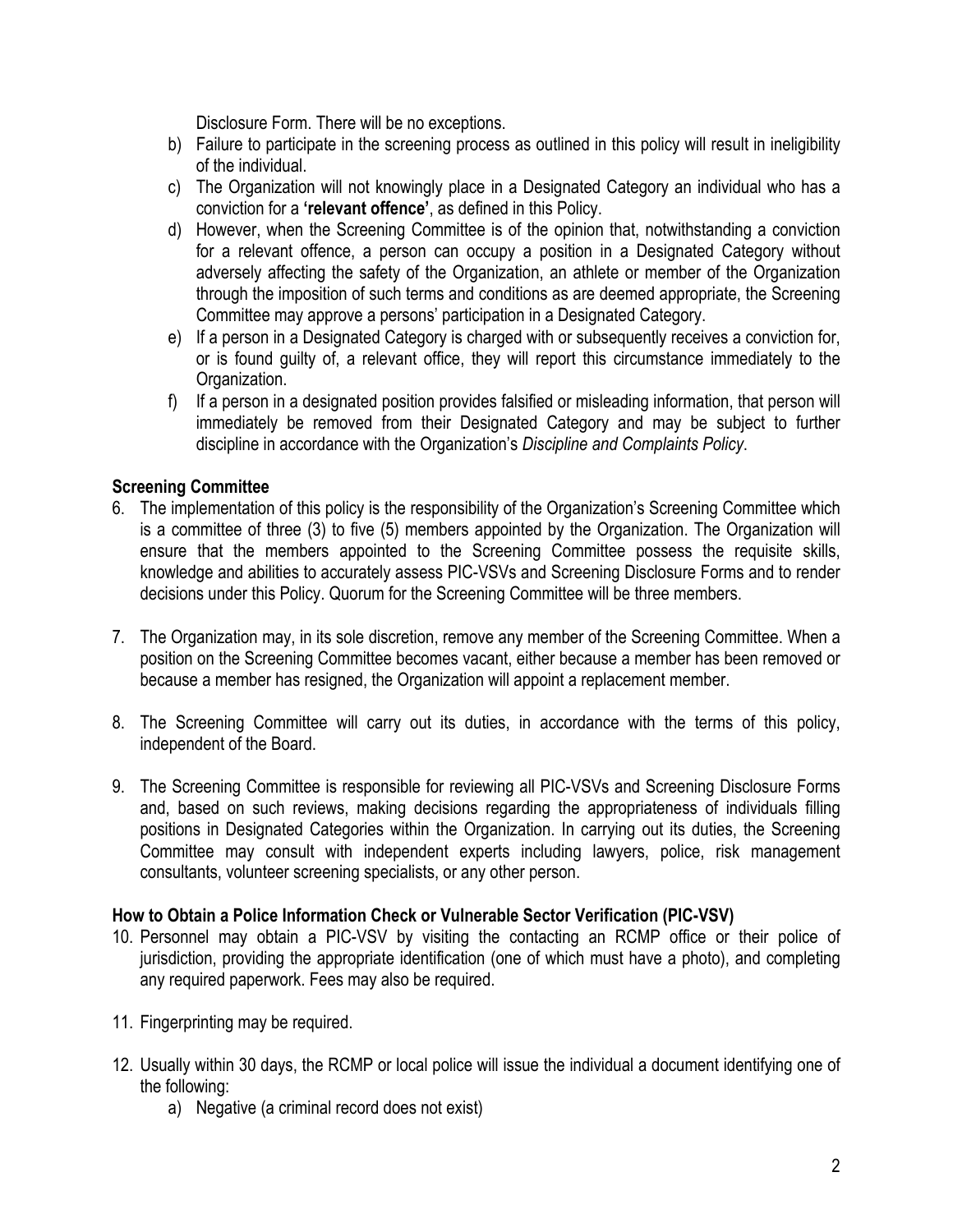Disclosure Form. There will be no exceptions.

b) Failure to participate in the screening process as outlined in this policy will result in ineligibility of the individual.

c) The Organization will not knowingly place in a Designated Category an individual who has a conviction for a **'relevant offence'**, as defined in this Policy.

d) However, when the Screening Committee is of the opinion that, notwithstanding a conviction for a relevant offence, a person can occupy a position in a Designated Category without adversely affecting the safety of the Organization, an athlete or member of the Organization through the imposition of such terms and conditions as are deemed appropriate, the Screening Committee may approve a persons' participation in a Designated Category.

e) If a person in a Designated Category is charged with or subsequently receives a conviction for, or is found guilty of, a relevant office, they will report this circumstance immediately to the Organization.

f) If a person in a designated position provides falsified or misleading information, that person will immediately be removed from their Designated Category and may be subject to further discipline in accordance with the Organization's *Discipline and Complaints Policy*.

**Screening Committee**

6. The implementation of this policy is the responsibility of the Organization's Screening Committee which is a committee of three (3) to five (5) members appointed by the Organization. The Organization will ensure that the members appointed to the Screening Committee possess the requisite skills, knowledge and abilities to accurately assess PIC-VSVs and Screening Disclosure Forms and to render decisions under this Policy. Quorum for the Screening Committee will be three members.

7. The Organization may, in its sole discretion, remove any member of the Screening Committee. When a position on the Screening Committee becomes vacant, either because a member has been removed or because a member has resigned, the Organization will appoint a replacement member.

8. The Screening Committee will carry out its duties, in accordance with the terms of this policy, independent of the Board.

9. The Screening Committee is responsible for reviewing all PIC-VSVs and Screening Disclosure Forms and, based on such reviews, making decisions regarding the appropriateness of individuals filling positions in Designated Categories within the Organization. In carrying out its duties, the Screening Committee may consult with independent experts including lawyers, police, risk management consultants, volunteer screening specialists, or any other person.

**How to Obtain a Police Information Check or Vulnerable Sector Verification (PIC-VSV)**

10. Personnel may obtain a PIC-VSV by visiting the contacting an RCMP office or their police of jurisdiction, providing the appropriate identification (one of which must have a photo), and completing any required paperwork. Fees may also be required.

11. Fingerprinting may be required.

12. Usually within 30 days, the RCMP or local police will issue the individual a document identifying one of the following:
    a) Negative (a criminal record does not exist)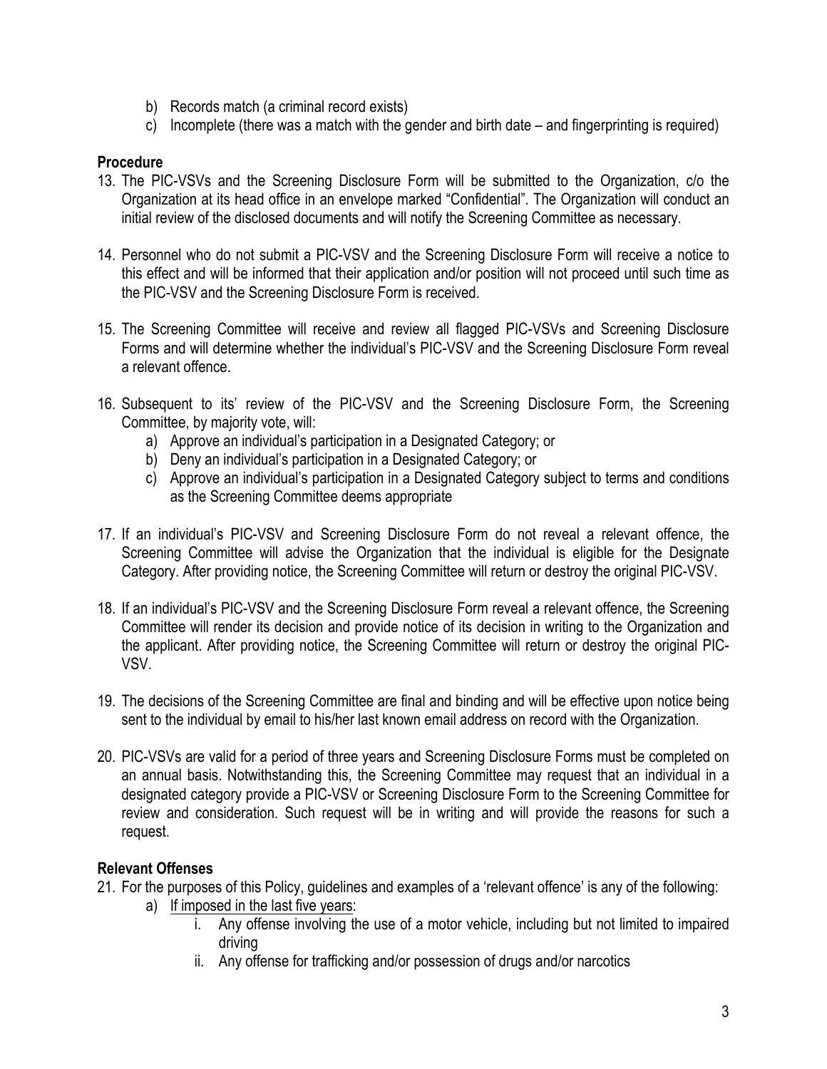b) Records match (a criminal record exists)
c) Incomplete (there was a match with the gender and birth date – and fingerprinting is required)

**Procedure**

13. The PIC-VSVs and the Screening Disclosure Form will be submitted to the Organization, c/o the Organization at its head office in an envelope marked "Confidential". The Organization will conduct an initial review of the disclosed documents and will notify the Screening Committee as necessary.

14. Personnel who do not submit a PIC-VSV and the Screening Disclosure Form will receive a notice to this effect and will be informed that their application and/or position will not proceed until such time as the PIC-VSV and the Screening Disclosure Form is received.

15. The Screening Committee will receive and review all flagged PIC-VSVs and Screening Disclosure Forms and will determine whether the individual's PIC-VSV and the Screening Disclosure Form reveal a relevant offence.

16. Subsequent to its' review of the PIC-VSV and the Screening Disclosure Form, the Screening Committee, by majority vote, will:
    a) Approve an individual's participation in a Designated Category; or
    b) Deny an individual's participation in a Designated Category; or
    c) Approve an individual's participation in a Designated Category subject to terms and conditions as the Screening Committee deems appropriate

17. If an individual's PIC-VSV and Screening Disclosure Form do not reveal a relevant offence, the Screening Committee will advise the Organization that the individual is eligible for the Designate Category. After providing notice, the Screening Committee will return or destroy the original PIC-VSV.

18. If an individual's PIC-VSV and the Screening Disclosure Form reveal a relevant offence, the Screening Committee will render its decision and provide notice of its decision in writing to the Organization and the applicant. After providing notice, the Screening Committee will return or destroy the original PIC-VSV.

19. The decisions of the Screening Committee are final and binding and will be effective upon notice being sent to the individual by email to his/her last known email address on record with the Organization.

20. PIC-VSVs are valid for a period of three years and Screening Disclosure Forms must be completed on an annual basis. Notwithstanding this, the Screening Committee may request that an individual in a designated category provide a PIC-VSV or Screening Disclosure Form to the Screening Committee for review and consideration. Such request will be in writing and will provide the reasons for such a request.

**Relevant Offenses**

21. For the purposes of this Policy, guidelines and examples of a 'relevant offence' is any of the following:
    a) If imposed in the last five years:
        i. Any offense involving the use of a motor vehicle, including but not limited to impaired driving
        ii. Any offense for trafficking and/or possession of drugs and/or narcotics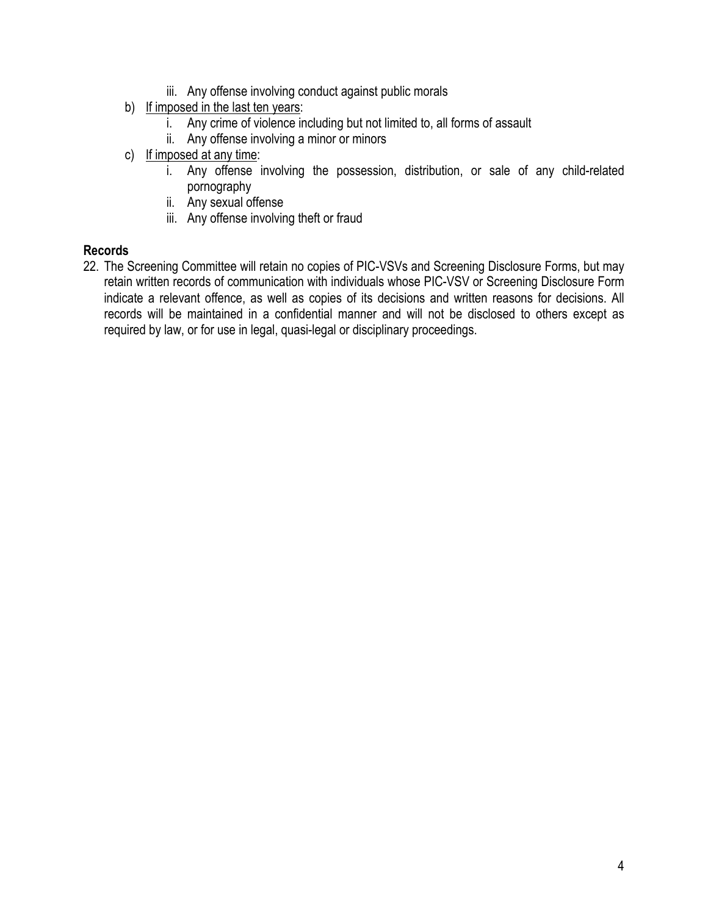iii. Any offense involving conduct against public morals

b) <u>If imposed in the last ten years</u>:
    i. Any crime of violence including but not limited to, all forms of assault
    ii. Any offense involving a minor or minors

c) <u>If imposed at any time</u>:
    i. Any offense involving the possession, distribution, or sale of any child-related pornography
    ii. Any sexual offense
    iii. Any offense involving theft or fraud

**Records**

22. The Screening Committee will retain no copies of PIC-VSVs and Screening Disclosure Forms, but may retain written records of communication with individuals whose PIC-VSV or Screening Disclosure Form indicate a relevant offence, as well as copies of its decisions and written reasons for decisions. All records will be maintained in a confidential manner and will not be disclosed to others except as required by law, or for use in legal, quasi-legal or disciplinary proceedings.